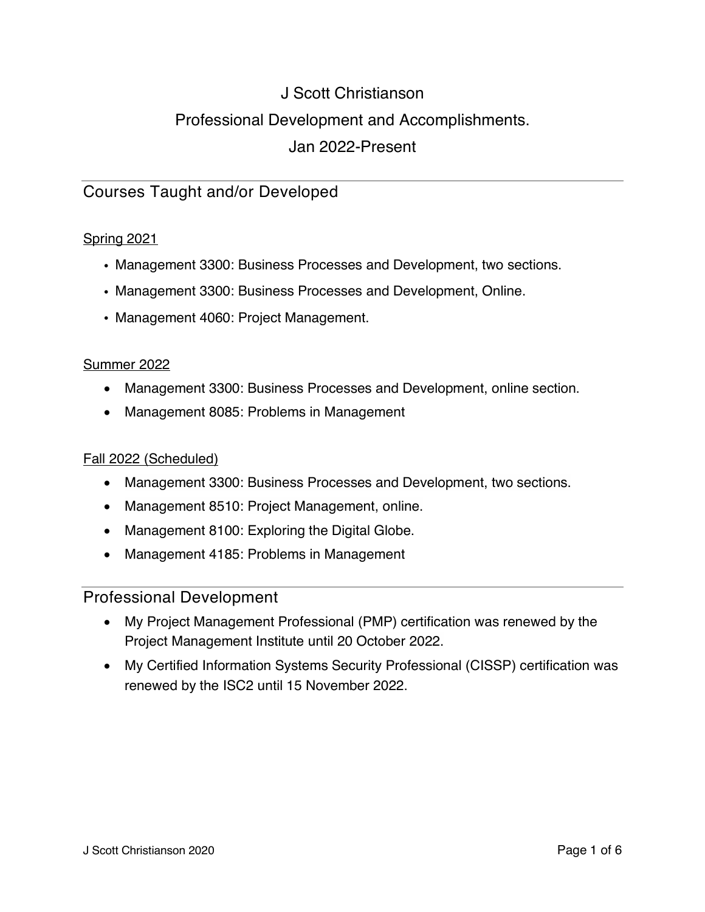# J Scott Christianson

# Professional Development and Accomplishments.

# Jan 2022-Present

## Courses Taught and/or Developed

Spring 2021

- Management 3300: Business Processes and Development, two sections.
- Management 3300: Business Processes and Development, Online.
- Management 4060: Project Management.

Summer 2022

- Management 3300: Business Processes and Development, online section.
- Management 8085: Problems in Management

Fall 2022 (Scheduled)

- Management 3300: Business Processes and Development, two sections.
- Management 8510: Project Management, online.
- Management 8100: Exploring the Digital Globe.
- Management 4185: Problems in Management

## Professional Development

- My Project Management Professional (PMP) certification was renewed by the Project Management Institute until 20 October 2022.
- My Certified Information Systems Security Professional (CISSP) certification was renewed by the ISC2 until 15 November 2022.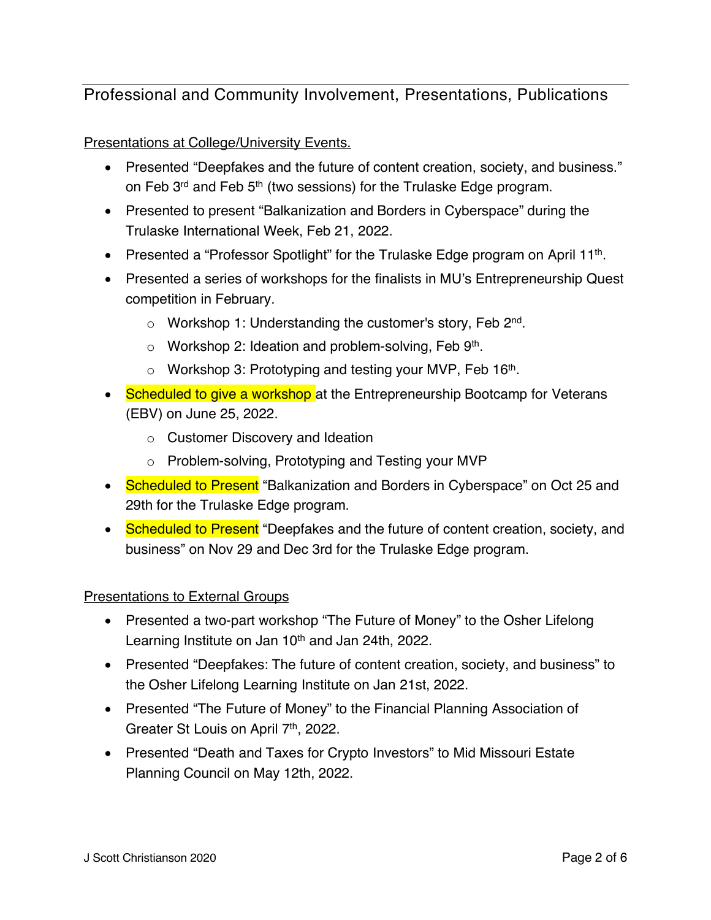## Professional and Community Involvement, Presentations, Publications

Presentations at College/University Events.

- Presented “Deepfakes and the future of content creation, society, and business.” on Feb 3rd and Feb 5th (two sessions) for the Trulaske Edge program.
- Presented to present “Balkanization and Borders in Cyberspace” during the Trulaske International Week, Feb 21, 2022.
- Presented a “Professor Spotlight” for the Trulaske Edge program on April 11th.
- Presented a series of workshops for the finalists in MU’s Entrepreneurship Quest competition in February.
  - Workshop 1: Understanding the customer's story, Feb 2nd.
  - Workshop 2: Ideation and problem-solving, Feb 9th.
  - Workshop 3: Prototyping and testing your MVP, Feb 16th.
- Scheduled to give a workshop at the Entrepreneurship Bootcamp for Veterans (EBV) on June 25, 2022.
  - Customer Discovery and Ideation
  - Problem-solving, Prototyping and Testing your MVP
- Scheduled to Present “Balkanization and Borders in Cyberspace” on Oct 25 and 29th for the Trulaske Edge program.
- Scheduled to Present “Deepfakes and the future of content creation, society, and business” on Nov 29 and Dec 3rd for the Trulaske Edge program.

Presentations to External Groups

- Presented a two-part workshop “The Future of Money” to the Osher Lifelong Learning Institute on Jan 10th and Jan 24th, 2022.
- Presented “Deepfakes: The future of content creation, society, and business” to the Osher Lifelong Learning Institute on Jan 21st, 2022.
- Presented “The Future of Money” to the Financial Planning Association of Greater St Louis on April 7th, 2022.
- Presented “Death and Taxes for Crypto Investors” to Mid Missouri Estate Planning Council on May 12th, 2022.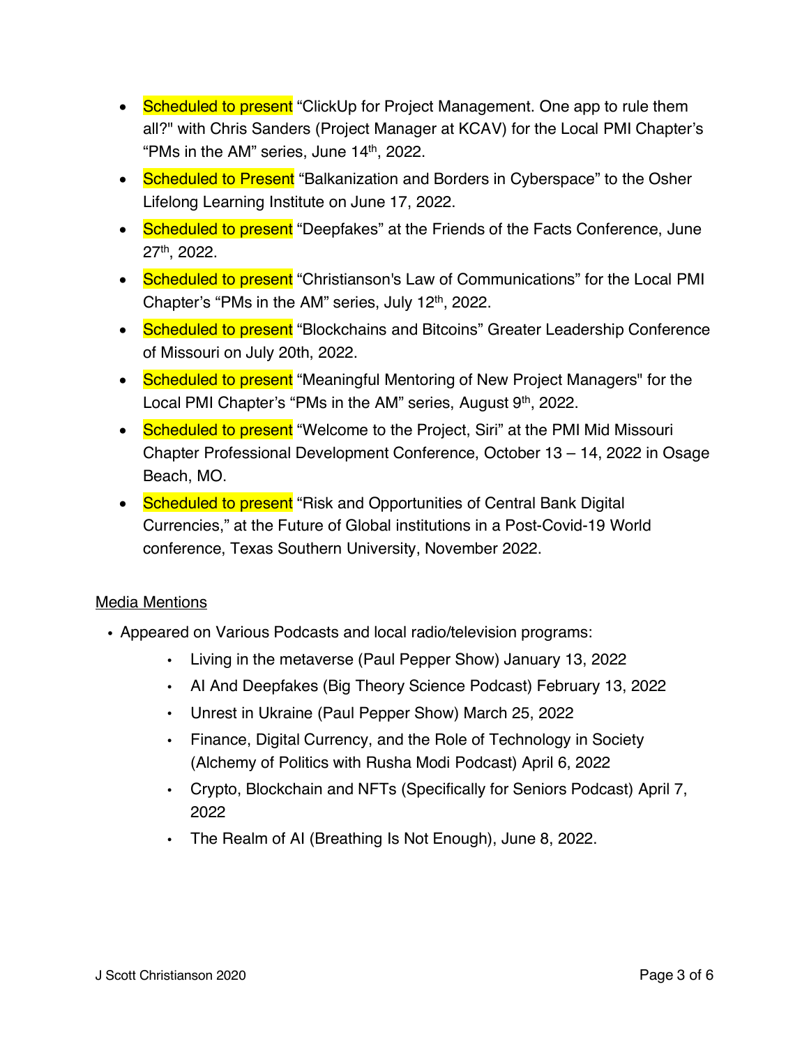- Scheduled to present "ClickUp for Project Management. One app to rule them all?" with Chris Sanders (Project Manager at KCAV) for the Local PMI Chapter's "PMs in the AM" series, June 14th, 2022.
- Scheduled to Present "Balkanization and Borders in Cyberspace" to the Osher Lifelong Learning Institute on June 17, 2022.
- Scheduled to present "Deepfakes" at the Friends of the Facts Conference, June 27th, 2022.
- Scheduled to present "Christianson's Law of Communications" for the Local PMI Chapter's "PMs in the AM" series, July 12th, 2022.
- Scheduled to present "Blockchains and Bitcoins" Greater Leadership Conference of Missouri on July 20th, 2022.
- Scheduled to present "Meaningful Mentoring of New Project Managers" for the Local PMI Chapter's "PMs in the AM" series, August 9th, 2022.
- Scheduled to present "Welcome to the Project, Siri" at the PMI Mid Missouri Chapter Professional Development Conference, October 13 – 14, 2022 in Osage Beach, MO.
- Scheduled to present "Risk and Opportunities of Central Bank Digital Currencies," at the Future of Global institutions in a Post-Covid-19 World conference, Texas Southern University, November 2022.

Media Mentions

- Appeared on Various Podcasts and local radio/television programs:
    - Living in the metaverse (Paul Pepper Show) January 13, 2022
    - AI And Deepfakes (Big Theory Science Podcast) February 13, 2022
    - Unrest in Ukraine (Paul Pepper Show) March 25, 2022
    - Finance, Digital Currency, and the Role of Technology in Society (Alchemy of Politics with Rusha Modi Podcast) April 6, 2022
    - Crypto, Blockchain and NFTs (Specifically for Seniors Podcast) April 7, 2022
    - The Realm of AI (Breathing Is Not Enough), June 8, 2022.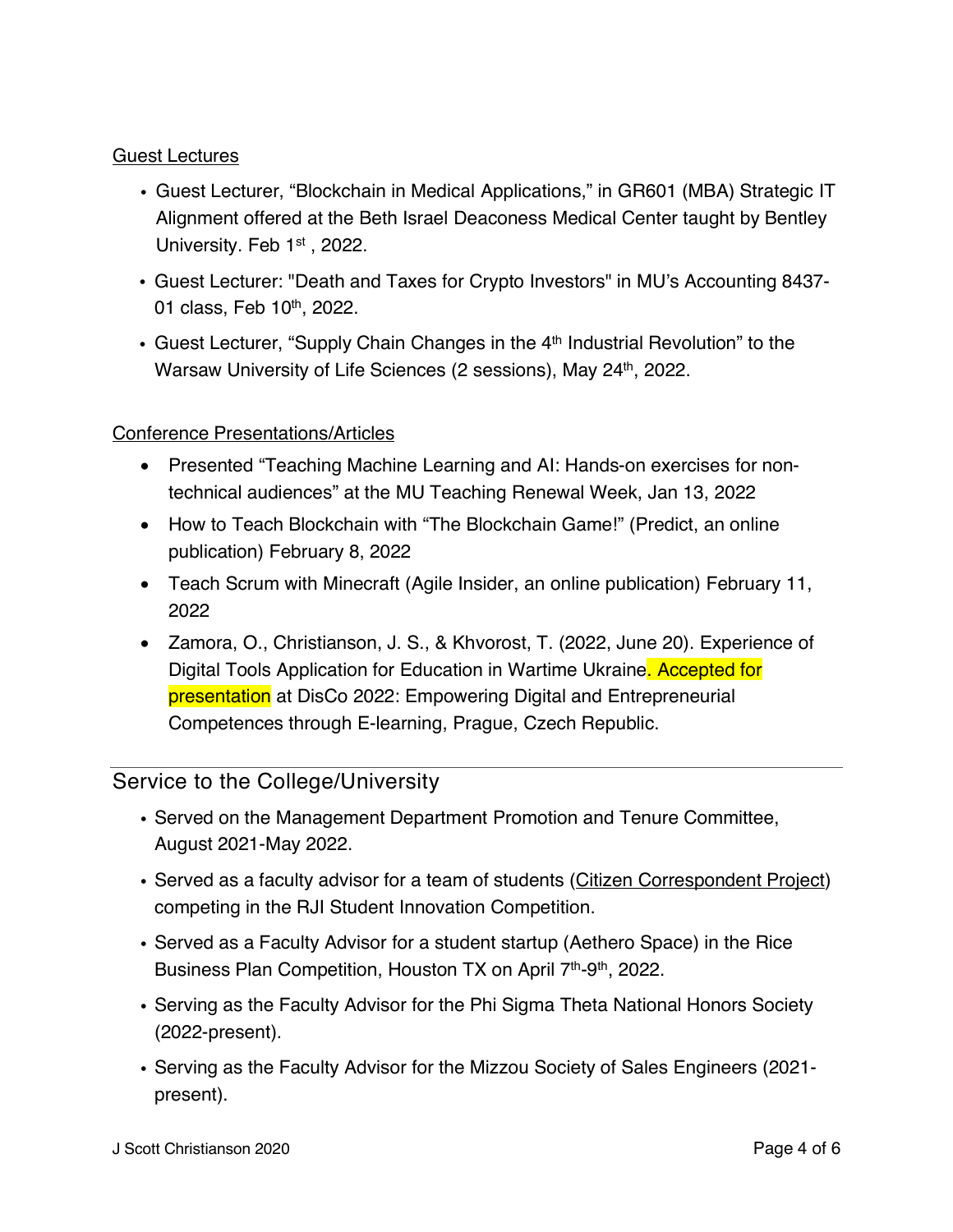Guest Lectures

- Guest Lecturer, "Blockchain in Medical Applications," in GR601 (MBA) Strategic IT Alignment offered at the Beth Israel Deaconess Medical Center taught by Bentley University. Feb 1st , 2022.
- Guest Lecturer: "Death and Taxes for Crypto Investors" in MU's Accounting 8437-01 class, Feb 10th, 2022.
- Guest Lecturer, "Supply Chain Changes in the 4th Industrial Revolution" to the Warsaw University of Life Sciences (2 sessions), May 24th, 2022.

Conference Presentations/Articles

- Presented "Teaching Machine Learning and AI: Hands-on exercises for non-technical audiences" at the MU Teaching Renewal Week, Jan 13, 2022
- How to Teach Blockchain with "The Blockchain Game!" (Predict, an online publication) February 8, 2022
- Teach Scrum with Minecraft (Agile Insider, an online publication) February 11, 2022
- Zamora, O., Christianson, J. S., & Khvorost, T. (2022, June 20). Experience of Digital Tools Application for Education in Wartime Ukraine. Accepted for presentation at DisCo 2022: Empowering Digital and Entrepreneurial Competences through E-learning, Prague, Czech Republic.

## Service to the College/University

- Served on the Management Department Promotion and Tenure Committee, August 2021-May 2022.
- Served as a faculty advisor for a team of students (Citizen Correspondent Project) competing in the RJI Student Innovation Competition.
- Served as a Faculty Advisor for a student startup (Aethero Space) in the Rice Business Plan Competition, Houston TX on April 7th-9th, 2022.
- Serving as the Faculty Advisor for the Phi Sigma Theta National Honors Society (2022-present).
- Serving as the Faculty Advisor for the Mizzou Society of Sales Engineers (2021-present).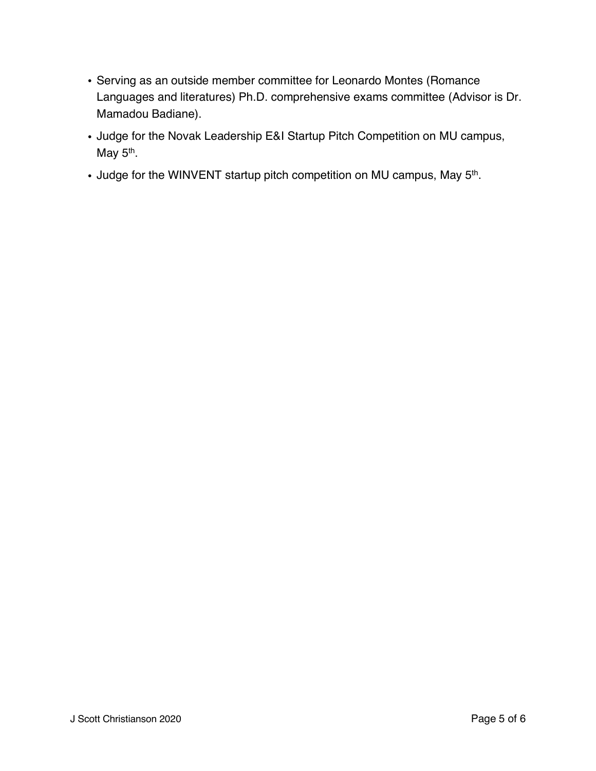- Serving as an outside member committee for Leonardo Montes (Romance Languages and literatures) Ph.D. comprehensive exams committee (Advisor is Dr. Mamadou Badiane).
- Judge for the Novak Leadership E&I Startup Pitch Competition on MU campus, May 5th.
- Judge for the WINVENT startup pitch competition on MU campus, May 5th.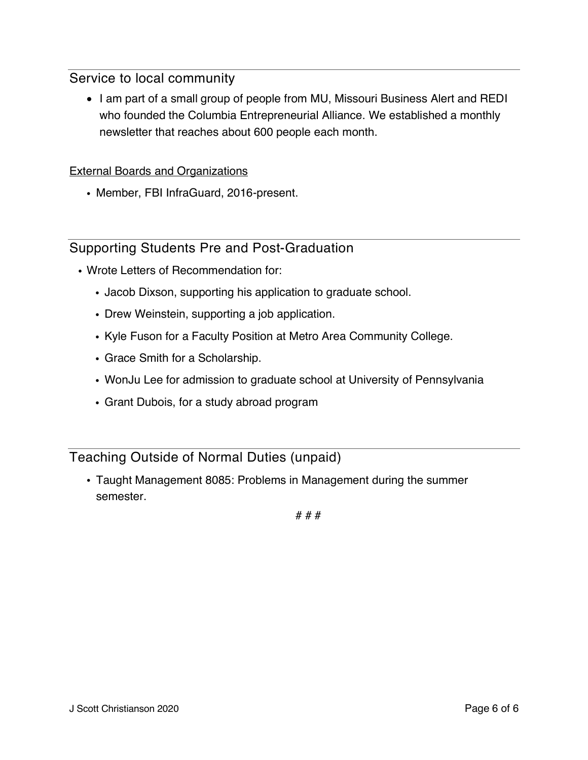## Service to local community

- I am part of a small group of people from MU, Missouri Business Alert and REDI who founded the Columbia Entrepreneurial Alliance. We established a monthly newsletter that reaches about 600 people each month.

### External Boards and Organizations

- Member, FBI InfraGuard, 2016-present.

## Supporting Students Pre and Post-Graduation

- Wrote Letters of Recommendation for:
  - Jacob Dixson, supporting his application to graduate school.
  - Drew Weinstein, supporting a job application.
  - Kyle Fuson for a Faculty Position at Metro Area Community College.
  - Grace Smith for a Scholarship.
  - WonJu Lee for admission to graduate school at University of Pennsylvania
  - Grant Dubois, for a study abroad program

## Teaching Outside of Normal Duties (unpaid)

- Taught Management 8085: Problems in Management during the summer semester.

# # #